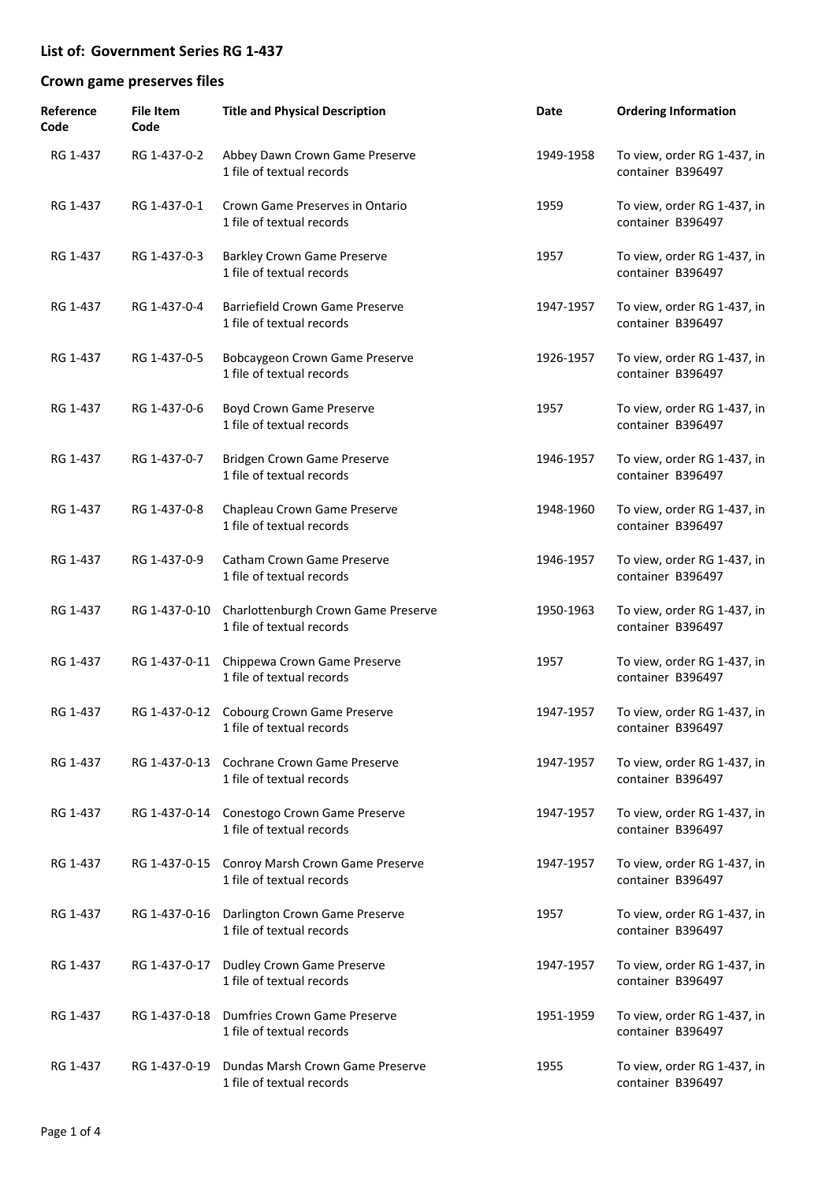## List of: Government Series RG 1-437

## Crown game preserves files

| Reference Code | File Item Code | Title and Physical Description | Date | Ordering Information |
|---|---|---|---|---|
| RG 1-437 | RG 1-437-0-2 | Abbey Dawn Crown Game Preserve<br>1 file of textual records | 1949-1958 | To view, order RG 1-437, in container B396497 |
| RG 1-437 | RG 1-437-0-1 | Crown Game Preserves in Ontario<br>1 file of textual records | 1959 | To view, order RG 1-437, in container B396497 |
| RG 1-437 | RG 1-437-0-3 | Barkley Crown Game Preserve<br>1 file of textual records | 1957 | To view, order RG 1-437, in container B396497 |
| RG 1-437 | RG 1-437-0-4 | Barriefield Crown Game Preserve<br>1 file of textual records | 1947-1957 | To view, order RG 1-437, in container B396497 |
| RG 1-437 | RG 1-437-0-5 | Bobcaygeon Crown Game Preserve<br>1 file of textual records | 1926-1957 | To view, order RG 1-437, in container B396497 |
| RG 1-437 | RG 1-437-0-6 | Boyd Crown Game Preserve<br>1 file of textual records | 1957 | To view, order RG 1-437, in container B396497 |
| RG 1-437 | RG 1-437-0-7 | Bridgen Crown Game Preserve<br>1 file of textual records | 1946-1957 | To view, order RG 1-437, in container B396497 |
| RG 1-437 | RG 1-437-0-8 | Chapleau Crown Game Preserve<br>1 file of textual records | 1948-1960 | To view, order RG 1-437, in container B396497 |
| RG 1-437 | RG 1-437-0-9 | Catham Crown Game Preserve<br>1 file of textual records | 1946-1957 | To view, order RG 1-437, in container B396497 |
| RG 1-437 | RG 1-437-0-10 | Charlottenburgh Crown Game Preserve<br>1 file of textual records | 1950-1963 | To view, order RG 1-437, in container B396497 |
| RG 1-437 | RG 1-437-0-11 | Chippewa Crown Game Preserve<br>1 file of textual records | 1957 | To view, order RG 1-437, in container B396497 |
| RG 1-437 | RG 1-437-0-12 | Cobourg Crown Game Preserve<br>1 file of textual records | 1947-1957 | To view, order RG 1-437, in container B396497 |
| RG 1-437 | RG 1-437-0-13 | Cochrane Crown Game Preserve<br>1 file of textual records | 1947-1957 | To view, order RG 1-437, in container B396497 |
| RG 1-437 | RG 1-437-0-14 | Conestogo Crown Game Preserve<br>1 file of textual records | 1947-1957 | To view, order RG 1-437, in container B396497 |
| RG 1-437 | RG 1-437-0-15 | Conroy Marsh Crown Game Preserve<br>1 file of textual records | 1947-1957 | To view, order RG 1-437, in container B396497 |
| RG 1-437 | RG 1-437-0-16 | Darlington Crown Game Preserve<br>1 file of textual records | 1957 | To view, order RG 1-437, in container B396497 |
| RG 1-437 | RG 1-437-0-17 | Dudley Crown Game Preserve<br>1 file of textual records | 1947-1957 | To view, order RG 1-437, in container B396497 |
| RG 1-437 | RG 1-437-0-18 | Dumfries Crown Game Preserve<br>1 file of textual records | 1951-1959 | To view, order RG 1-437, in container B396497 |
| RG 1-437 | RG 1-437-0-19 | Dundas Marsh Crown Game Preserve<br>1 file of textual records | 1955 | To view, order RG 1-437, in container B396497 |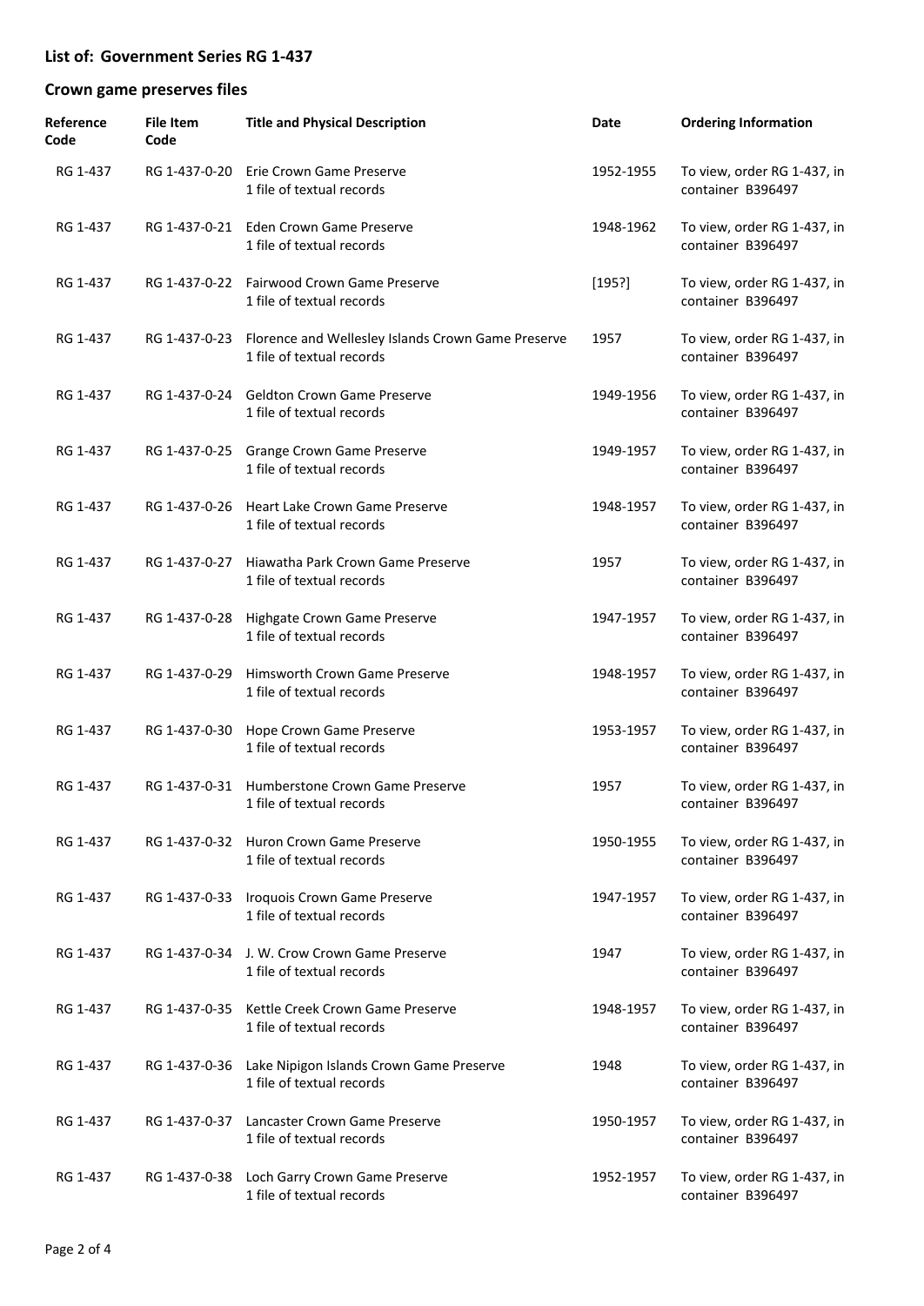## List of: Government Series RG 1-437

## Crown game preserves files

| Reference Code | File Item Code | Title and Physical Description | Date | Ordering Information |
|---|---|---|---|---|
| RG 1-437 | RG 1-437-0-20 | Erie Crown Game Preserve<br>1 file of textual records | 1952-1955 | To view, order RG 1-437, in container B396497 |
| RG 1-437 | RG 1-437-0-21 | Eden Crown Game Preserve<br>1 file of textual records | 1948-1962 | To view, order RG 1-437, in container B396497 |
| RG 1-437 | RG 1-437-0-22 | Fairwood Crown Game Preserve<br>1 file of textual records | [195?] | To view, order RG 1-437, in container B396497 |
| RG 1-437 | RG 1-437-0-23 | Florence and Wellesley Islands Crown Game Preserve<br>1 file of textual records | 1957 | To view, order RG 1-437, in container B396497 |
| RG 1-437 | RG 1-437-0-24 | Geldton Crown Game Preserve<br>1 file of textual records | 1949-1956 | To view, order RG 1-437, in container B396497 |
| RG 1-437 | RG 1-437-0-25 | Grange Crown Game Preserve<br>1 file of textual records | 1949-1957 | To view, order RG 1-437, in container B396497 |
| RG 1-437 | RG 1-437-0-26 | Heart Lake Crown Game Preserve<br>1 file of textual records | 1948-1957 | To view, order RG 1-437, in container B396497 |
| RG 1-437 | RG 1-437-0-27 | Hiawatha Park Crown Game Preserve<br>1 file of textual records | 1957 | To view, order RG 1-437, in container B396497 |
| RG 1-437 | RG 1-437-0-28 | Highgate Crown Game Preserve<br>1 file of textual records | 1947-1957 | To view, order RG 1-437, in container B396497 |
| RG 1-437 | RG 1-437-0-29 | Himsworth Crown Game Preserve<br>1 file of textual records | 1948-1957 | To view, order RG 1-437, in container B396497 |
| RG 1-437 | RG 1-437-0-30 | Hope Crown Game Preserve<br>1 file of textual records | 1953-1957 | To view, order RG 1-437, in container B396497 |
| RG 1-437 | RG 1-437-0-31 | Humberstone Crown Game Preserve<br>1 file of textual records | 1957 | To view, order RG 1-437, in container B396497 |
| RG 1-437 | RG 1-437-0-32 | Huron Crown Game Preserve<br>1 file of textual records | 1950-1955 | To view, order RG 1-437, in container B396497 |
| RG 1-437 | RG 1-437-0-33 | Iroquois Crown Game Preserve<br>1 file of textual records | 1947-1957 | To view, order RG 1-437, in container B396497 |
| RG 1-437 | RG 1-437-0-34 | J. W. Crow Crown Game Preserve<br>1 file of textual records | 1947 | To view, order RG 1-437, in container B396497 |
| RG 1-437 | RG 1-437-0-35 | Kettle Creek Crown Game Preserve<br>1 file of textual records | 1948-1957 | To view, order RG 1-437, in container B396497 |
| RG 1-437 | RG 1-437-0-36 | Lake Nipigon Islands Crown Game Preserve<br>1 file of textual records | 1948 | To view, order RG 1-437, in container B396497 |
| RG 1-437 | RG 1-437-0-37 | Lancaster Crown Game Preserve<br>1 file of textual records | 1950-1957 | To view, order RG 1-437, in container B396497 |
| RG 1-437 | RG 1-437-0-38 | Loch Garry Crown Game Preserve<br>1 file of textual records | 1952-1957 | To view, order RG 1-437, in container B396497 |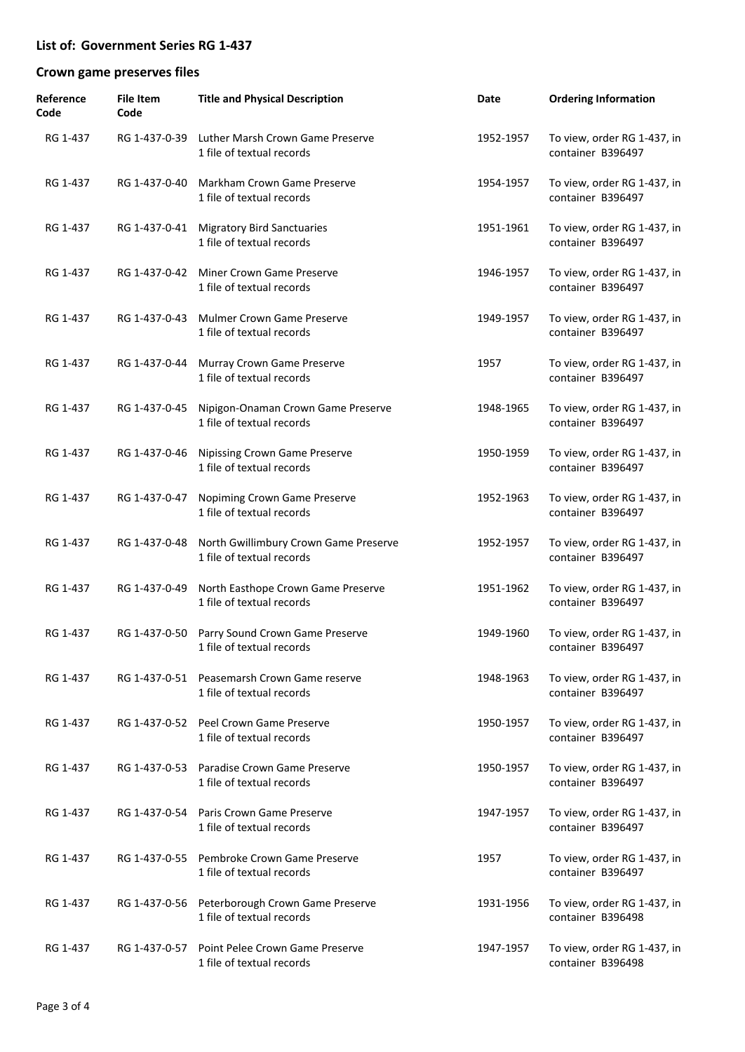## List of: Government Series RG 1-437

## Crown game preserves files

| Reference Code | File Item Code | Title and Physical Description | Date | Ordering Information |
|---|---|---|---|---|
| RG 1-437 | RG 1-437-0-39 | Luther Marsh Crown Game Preserve<br>1 file of textual records | 1952-1957 | To view, order RG 1-437, in container B396497 |
| RG 1-437 | RG 1-437-0-40 | Markham Crown Game Preserve<br>1 file of textual records | 1954-1957 | To view, order RG 1-437, in container B396497 |
| RG 1-437 | RG 1-437-0-41 | Migratory Bird Sanctuaries<br>1 file of textual records | 1951-1961 | To view, order RG 1-437, in container B396497 |
| RG 1-437 | RG 1-437-0-42 | Miner Crown Game Preserve<br>1 file of textual records | 1946-1957 | To view, order RG 1-437, in container B396497 |
| RG 1-437 | RG 1-437-0-43 | Mulmer Crown Game Preserve<br>1 file of textual records | 1949-1957 | To view, order RG 1-437, in container B396497 |
| RG 1-437 | RG 1-437-0-44 | Murray Crown Game Preserve<br>1 file of textual records | 1957 | To view, order RG 1-437, in container B396497 |
| RG 1-437 | RG 1-437-0-45 | Nipigon-Onaman Crown Game Preserve<br>1 file of textual records | 1948-1965 | To view, order RG 1-437, in container B396497 |
| RG 1-437 | RG 1-437-0-46 | Nipissing Crown Game Preserve<br>1 file of textual records | 1950-1959 | To view, order RG 1-437, in container B396497 |
| RG 1-437 | RG 1-437-0-47 | Nopiming Crown Game Preserve<br>1 file of textual records | 1952-1963 | To view, order RG 1-437, in container B396497 |
| RG 1-437 | RG 1-437-0-48 | North Gwillimbury Crown Game Preserve<br>1 file of textual records | 1952-1957 | To view, order RG 1-437, in container B396497 |
| RG 1-437 | RG 1-437-0-49 | North Easthope Crown Game Preserve<br>1 file of textual records | 1951-1962 | To view, order RG 1-437, in container B396497 |
| RG 1-437 | RG 1-437-0-50 | Parry Sound Crown Game Preserve<br>1 file of textual records | 1949-1960 | To view, order RG 1-437, in container B396497 |
| RG 1-437 | RG 1-437-0-51 | Peasemarsh Crown Game reserve<br>1 file of textual records | 1948-1963 | To view, order RG 1-437, in container B396497 |
| RG 1-437 | RG 1-437-0-52 | Peel Crown Game Preserve<br>1 file of textual records | 1950-1957 | To view, order RG 1-437, in container B396497 |
| RG 1-437 | RG 1-437-0-53 | Paradise Crown Game Preserve<br>1 file of textual records | 1950-1957 | To view, order RG 1-437, in container B396497 |
| RG 1-437 | RG 1-437-0-54 | Paris Crown Game Preserve<br>1 file of textual records | 1947-1957 | To view, order RG 1-437, in container B396497 |
| RG 1-437 | RG 1-437-0-55 | Pembroke Crown Game Preserve<br>1 file of textual records | 1957 | To view, order RG 1-437, in container B396497 |
| RG 1-437 | RG 1-437-0-56 | Peterborough Crown Game Preserve<br>1 file of textual records | 1931-1956 | To view, order RG 1-437, in container B396498 |
| RG 1-437 | RG 1-437-0-57 | Point Pelee Crown Game Preserve<br>1 file of textual records | 1947-1957 | To view, order RG 1-437, in container B396498 |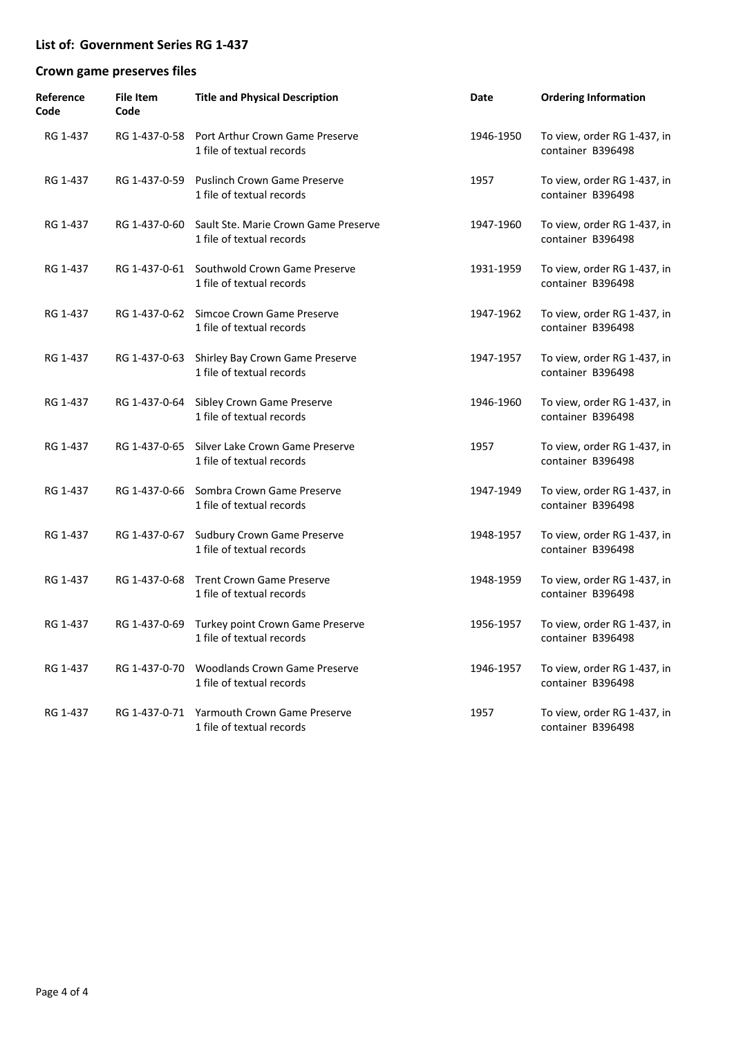**List of: Government Series RG 1-437**

**Crown game preserves files**

| Reference Code | File Item Code | Title and Physical Description | Date | Ordering Information |
|---|---|---|---|---|
| RG 1-437 | RG 1-437-0-58 | Port Arthur Crown Game Preserve<br>1 file of textual records | 1946-1950 | To view, order RG 1-437, in container B396498 |
| RG 1-437 | RG 1-437-0-59 | Puslinch Crown Game Preserve<br>1 file of textual records | 1957 | To view, order RG 1-437, in container B396498 |
| RG 1-437 | RG 1-437-0-60 | Sault Ste. Marie Crown Game Preserve<br>1 file of textual records | 1947-1960 | To view, order RG 1-437, in container B396498 |
| RG 1-437 | RG 1-437-0-61 | Southwold Crown Game Preserve<br>1 file of textual records | 1931-1959 | To view, order RG 1-437, in container B396498 |
| RG 1-437 | RG 1-437-0-62 | Simcoe Crown Game Preserve<br>1 file of textual records | 1947-1962 | To view, order RG 1-437, in container B396498 |
| RG 1-437 | RG 1-437-0-63 | Shirley Bay Crown Game Preserve<br>1 file of textual records | 1947-1957 | To view, order RG 1-437, in container B396498 |
| RG 1-437 | RG 1-437-0-64 | Sibley Crown Game Preserve<br>1 file of textual records | 1946-1960 | To view, order RG 1-437, in container B396498 |
| RG 1-437 | RG 1-437-0-65 | Silver Lake Crown Game Preserve<br>1 file of textual records | 1957 | To view, order RG 1-437, in container B396498 |
| RG 1-437 | RG 1-437-0-66 | Sombra Crown Game Preserve<br>1 file of textual records | 1947-1949 | To view, order RG 1-437, in container B396498 |
| RG 1-437 | RG 1-437-0-67 | Sudbury Crown Game Preserve<br>1 file of textual records | 1948-1957 | To view, order RG 1-437, in container B396498 |
| RG 1-437 | RG 1-437-0-68 | Trent Crown Game Preserve<br>1 file of textual records | 1948-1959 | To view, order RG 1-437, in container B396498 |
| RG 1-437 | RG 1-437-0-69 | Turkey point Crown Game Preserve<br>1 file of textual records | 1956-1957 | To view, order RG 1-437, in container B396498 |
| RG 1-437 | RG 1-437-0-70 | Woodlands Crown Game Preserve<br>1 file of textual records | 1946-1957 | To view, order RG 1-437, in container B396498 |
| RG 1-437 | RG 1-437-0-71 | Yarmouth Crown Game Preserve<br>1 file of textual records | 1957 | To view, order RG 1-437, in container B396498 |